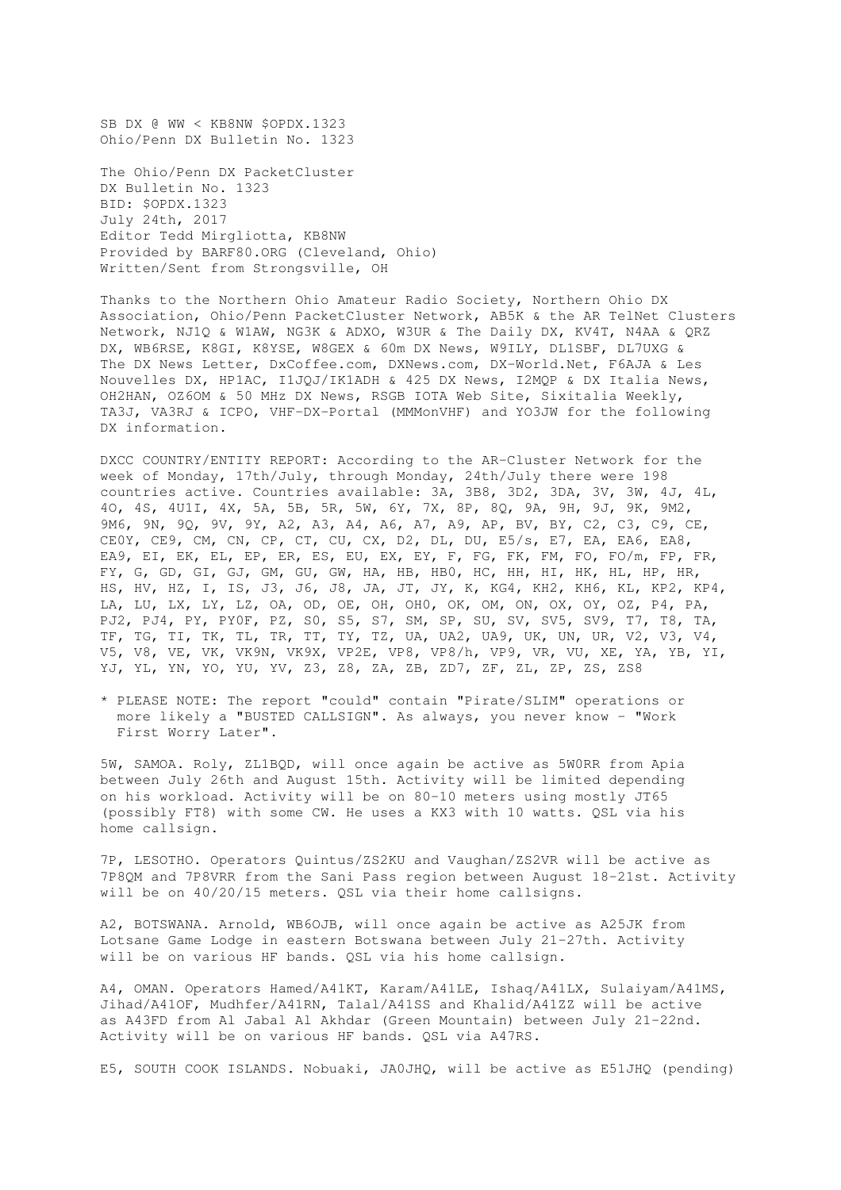SB DX @ WW < KB8NW $OPDX.1323
Ohio/Penn DX Bulletin No. 1323

The Ohio/Penn DX PacketCluster
DX Bulletin No. 1323
BID: $OPDX.1323
July 24th, 2017
Editor Tedd Mirgliotta, KB8NW
Provided by BARF80.ORG (Cleveland, Ohio)
Written/Sent from Strongsville, OH

Thanks to the Northern Ohio Amateur Radio Society, Northern Ohio DX Association, Ohio/Penn PacketCluster Network, AB5K & the AR TelNet Clusters Network, NJ1Q & W1AW, NG3K & ADXO, W3UR & The Daily DX, KV4T, N4AA & QRZ DX, WB6RSE, K8GI, K8YSE, W8GEX & 60m DX News, W9ILY, DL1SBF, DL7UXG & The DX News Letter, DxCoffee.com, DXNews.com, DX-World.Net, F6AJA & Les Nouvelles DX, HP1AC, I1JQJ/IK1ADH & 425 DX News, I2MQP & DX Italia News, OH2HAN, OZ6OM & 50 MHz DX News, RSGB IOTA Web Site, Sixitalia Weekly, TA3J, VA3RJ & ICPO, VHF-DX-Portal (MMMonVHF) and YO3JW for the following DX information.

DXCC COUNTRY/ENTITY REPORT: According to the AR-Cluster Network for the week of Monday, 17th/July, through Monday, 24th/July there were 198 countries active. Countries available: 3A, 3B8, 3D2, 3DA, 3V, 3W, 4J, 4L, 4O, 4S, 4U1I, 4X, 5A, 5B, 5R, 5W, 6Y, 7X, 8P, 8Q, 9A, 9H, 9J, 9K, 9M2, 9M6, 9N, 9Q, 9V, 9Y, A2, A3, A4, A6, A7, A9, AP, BV, BY, C2, C3, C9, CE, CE0Y, CE9, CM, CN, CP, CT, CU, CX, D2, DL, DU, E5/s, E7, EA, EA6, EA8, EA9, EI, EK, EL, EP, ER, ES, EU, EX, EY, F, FG, FK, FM, FO, FO/m, FP, FR, FY, G, GD, GI, GJ, GM, GU, GW, HA, HB, HB0, HC, HH, HI, HK, HL, HP, HR, HS, HV, HZ, I, IS, J3, J6, J8, JA, JT, JY, K, KG4, KH2, KH6, KL, KP2, KP4, LA, LU, LX, LY, LZ, OA, OD, OE, OH, OH0, OK, OM, ON, OX, OY, OZ, P4, PA, PJ2, PJ4, PY, PY0F, PZ, S0, S5, S7, SM, SP, SU, SV, SV5, SV9, T7, T8, TA, TF, TG, TI, TK, TL, TR, TT, TY, TZ, UA, UA2, UA9, UK, UN, UR, V2, V3, V4, V5, V8, VE, VK, VK9N, VK9X, VP2E, VP8, VP8/h, VP9, VR, VU, XE, YA, YB, YI, YJ, YL, YN, YO, YU, YV, Z3, Z8, ZA, ZB, ZD7, ZF, ZL, ZP, ZS, ZS8

* PLEASE NOTE: The report "could" contain "Pirate/SLIM" operations or more likely a "BUSTED CALLSIGN". As always, you never know - "Work First Worry Later".

5W, SAMOA. Roly, ZL1BQD, will once again be active as 5W0RR from Apia between July 26th and August 15th. Activity will be limited depending on his workload. Activity will be on 80-10 meters using mostly JT65 (possibly FT8) with some CW. He uses a KX3 with 10 watts. QSL via his home callsign.

7P, LESOTHO. Operators Quintus/ZS2KU and Vaughan/ZS2VR will be active as 7P8QM and 7P8VRR from the Sani Pass region between August 18-21st. Activity will be on 40/20/15 meters. QSL via their home callsigns.

A2, BOTSWANA. Arnold, WB6OJB, will once again be active as A25JK from Lotsane Game Lodge in eastern Botswana between July 21-27th. Activity will be on various HF bands. QSL via his home callsign.

A4, OMAN. Operators Hamed/A41KT, Karam/A41LE, Ishaq/A41LX, Sulaiyam/A41MS, Jihad/A41OF, Mudhfer/A41RN, Talal/A41SS and Khalid/A41ZZ will be active as A43FD from Al Jabal Al Akhdar (Green Mountain) between July 21-22nd. Activity will be on various HF bands. QSL via A47RS.

E5, SOUTH COOK ISLANDS. Nobuaki, JA0JHQ, will be active as E51JHQ (pending)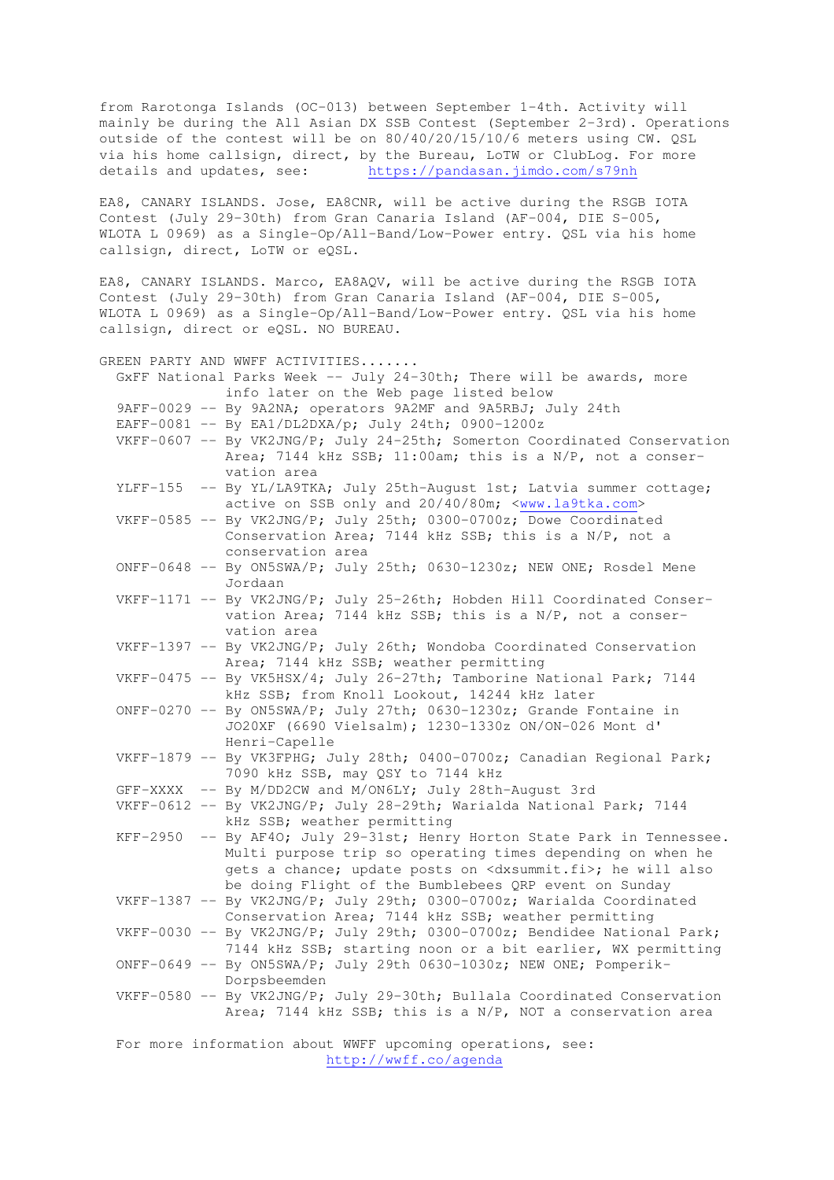from Rarotonga Islands (OC-013) between September 1-4th. Activity will mainly be during the All Asian DX SSB Contest (September 2-3rd). Operations outside of the contest will be on 80/40/20/15/10/6 meters using CW. QSL via his home callsign, direct, by the Bureau, LoTW or ClubLog. For more details and updates, see: https://pandasan.jimdo.com/s79nh

EA8, CANARY ISLANDS. Jose, EA8CNR, will be active during the RSGB IOTA Contest (July 29-30th) from Gran Canaria Island (AF-004, DIE S-005, WLOTA L 0969) as a Single-Op/All-Band/Low-Power entry. QSL via his home callsign, direct, LoTW or eQSL.

EA8, CANARY ISLANDS. Marco, EA8AQV, will be active during the RSGB IOTA Contest (July 29-30th) from Gran Canaria Island (AF-004, DIE S-005, WLOTA L 0969) as a Single-Op/All-Band/Low-Power entry. QSL via his home callsign, direct or eQSL. NO BUREAU.

GREEN PARTY AND WWFF ACTIVITIES.......

- GxFF National Parks Week -- July 24-30th; There will be awards, more info later on the Web page listed below
- 9AFF-0029 -- By 9A2NA; operators 9A2MF and 9A5RBJ; July 24th
- EAFF-0081 -- By EA1/DL2DXA/p; July 24th; 0900-1200z
- VKFF-0607 -- By VK2JNG/P; July 24-25th; Somerton Coordinated Conservation Area; 7144 kHz SSB; 11:00am; this is a N/P, not a conservation area
- YLFF-155 -- By YL/LA9TKA; July 25th-August 1st; Latvia summer cottage; active on SSB only and 20/40/80m; <www.la9tka.com>
- VKFF-0585 -- By VK2JNG/P; July 25th; 0300-0700z; Dowe Coordinated Conservation Area; 7144 kHz SSB; this is a N/P, not a conservation area
- ONFF-0648 -- By ON5SWA/P; July 25th; 0630-1230z; NEW ONE; Rosdel Mene Jordaan
- VKFF-1171 -- By VK2JNG/P; July 25-26th; Hobden Hill Coordinated Conservation Area; 7144 kHz SSB; this is a N/P, not a conservation area
- VKFF-1397 -- By VK2JNG/P; July 26th; Wondoba Coordinated Conservation Area; 7144 kHz SSB; weather permitting
- VKFF-0475 -- By VK5HSX/4; July 26-27th; Tamborine National Park; 7144 kHz SSB; from Knoll Lookout, 14244 kHz later
- ONFF-0270 -- By ON5SWA/P; July 27th; 0630-1230z; Grande Fontaine in JO20XF (6690 Vielsalm); 1230-1330z ON/ON-026 Mont d' Henri-Capelle
- VKFF-1879 -- By VK3FPHG; July 28th; 0400-0700z; Canadian Regional Park; 7090 kHz SSB, may QSY to 7144 kHz
- GFF-XXXX -- By M/DD2CW and M/ON6LY; July 28th-August 3rd
- VKFF-0612 -- By VK2JNG/P; July 28-29th; Warialda National Park; 7144 kHz SSB; weather permitting
- KFF-2950 -- By AF4O; July 29-31st; Henry Horton State Park in Tennessee. Multi purpose trip so operating times depending on when he gets a chance; update posts on <dxsummit.fi>; he will also be doing Flight of the Bumblebees QRP event on Sunday
- VKFF-1387 -- By VK2JNG/P; July 29th; 0300-0700z; Warialda Coordinated Conservation Area; 7144 kHz SSB; weather permitting
- VKFF-0030 -- By VK2JNG/P; July 29th; 0300-0700z; Bendidee National Park; 7144 kHz SSB; starting noon or a bit earlier, WX permitting
- ONFF-0649 -- By ON5SWA/P; July 29th 0630-1030z; NEW ONE; Pomperik-Dorpsbeemden
- VKFF-0580 -- By VK2JNG/P; July 29-30th; Bullala Coordinated Conservation Area; 7144 kHz SSB; this is a N/P, NOT a conservation area

For more information about WWFF upcoming operations, see: http://wwff.co/agenda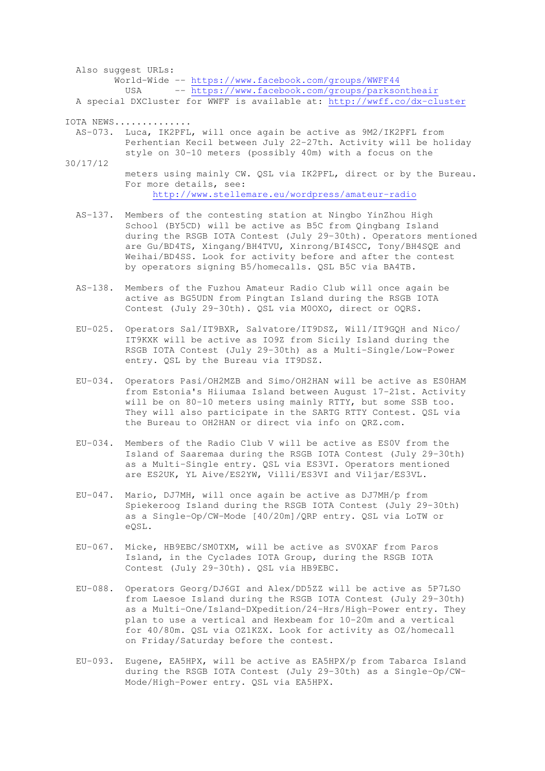Also suggest URLs:
World-Wide -- https://www.facebook.com/groups/WWFF44
USA -- https://www.facebook.com/groups/parksontheair

A special DXCluster for WWFF is available at: http://wwff.co/dx-cluster

IOTA NEWS.............

AS-073. Luca, IK2PFL, will once again be active as 9M2/IK2PFL from Perhentian Kecil between July 22-27th. Activity will be holiday style on 30-10 meters (possibly 40m) with a focus on the 30/17/12 meters using mainly CW. QSL via IK2PFL, direct or by the Bureau. For more details, see: http://www.stellemare.eu/wordpress/amateur-radio

AS-137. Members of the contesting station at Ningbo YinZhou High School (BY5CD) will be active as B5C from Qingbang Island during the RSGB IOTA Contest (July 29-30th). Operators mentioned are Gu/BD4TS, Xingang/BH4TVU, Xinrong/BI4SCC, Tony/BH4SQE and Weihai/BD4SS. Look for activity before and after the contest by operators signing B5/homecalls. QSL B5C via BA4TB.

AS-138. Members of the Fuzhou Amateur Radio Club will once again be active as BG5UDN from Pingtan Island during the RSGB IOTA Contest (July 29-30th). QSL via M0OXO, direct or OQRS.

EU-025. Operators Sal/IT9BXR, Salvatore/IT9DSZ, Will/IT9GQH and Nico/IT9KXK will be active as IO9Z from Sicily Island during the RSGB IOTA Contest (July 29-30th) as a Multi-Single/Low-Power entry. QSL by the Bureau via IT9DSZ.

EU-034. Operators Pasi/OH2MZB and Simo/OH2HAN will be active as ES0HAM from Estonia's Hiiumaa Island between August 17-21st. Activity will be on 80-10 meters using mainly RTTY, but some SSB too. They will also participate in the SARTG RTTY Contest. QSL via the Bureau to OH2HAN or direct via info on QRZ.com.

EU-034. Members of the Radio Club V will be active as ES0V from the Island of Saaremaa during the RSGB IOTA Contest (July 29-30th) as a Multi-Single entry. QSL via ES3VI. Operators mentioned are ES2UK, YL Aive/ES2YW, Villi/ES3VI and Viljar/ES3VL.

EU-047. Mario, DJ7MH, will once again be active as DJ7MH/p from Spiekeroog Island during the RSGB IOTA Contest (July 29-30th) as a Single-Op/CW-Mode [40/20m]/QRP entry. QSL via LoTW or eQSL.

EU-067. Micke, HB9EBC/SM0TXM, will be active as SV0XAF from Paros Island, in the Cyclades IOTA Group, during the RSGB IOTA Contest (July 29-30th). QSL via HB9EBC.

EU-088. Operators Georg/DJ6GI and Alex/DD5ZZ will be active as 5P7LSO from Laesoe Island during the RSGB IOTA Contest (July 29-30th) as a Multi-One/Island-DXpedition/24-Hrs/High-Power entry. They plan to use a vertical and Hexbeam for 10-20m and a vertical for 40/80m. QSL via OZ1KZX. Look for activity as OZ/homecall on Friday/Saturday before the contest.

EU-093. Eugene, EA5HPX, will be active as EA5HPX/p from Tabarca Island during the RSGB IOTA Contest (July 29-30th) as a Single-Op/CW-Mode/High-Power entry. QSL via EA5HPX.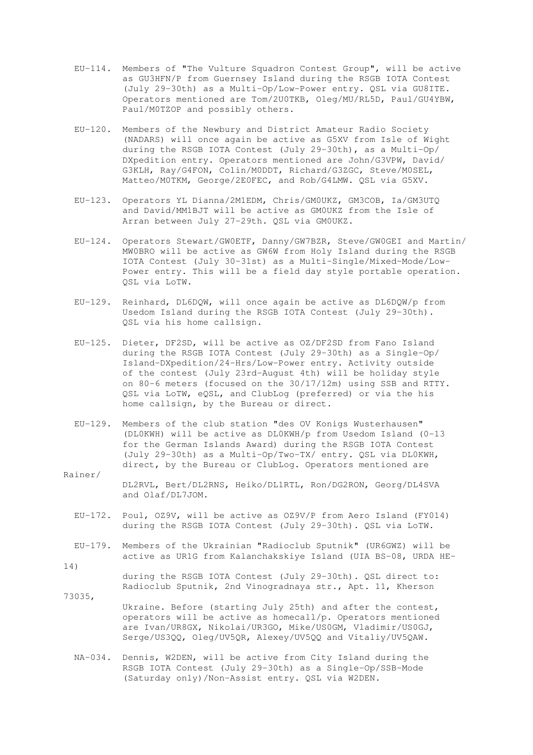EU-114. Members of "The Vulture Squadron Contest Group", will be active as GU3HFN/P from Guernsey Island during the RSGB IOTA Contest (July 29-30th) as a Multi-Op/Low-Power entry. QSL via GU8ITE. Operators mentioned are Tom/2U0TKB, Oleg/MU/RL5D, Paul/GU4YBW, Paul/M0TZOP and possibly others.

EU-120. Members of the Newbury and District Amateur Radio Society (NADARS) will once again be active as G5XV from Isle of Wight during the RSGB IOTA Contest (July 29-30th), as a Multi-Op/DXpedition entry. Operators mentioned are John/G3VPW, David/G3KLH, Ray/G4FON, Colin/M0DDT, Richard/G3ZGC, Steve/M0SEL, Matteo/M0TKM, George/2E0FEC, and Rob/G4LMW. QSL via G5XV.

EU-123. Operators YL Dianna/2M1EDM, Chris/GM0UKZ, GM3COB, Ia/GM3UTQ and David/MM1BJT will be active as GM0UKZ from the Isle of Arran between July 27-29th. QSL via GM0UKZ.

EU-124. Operators Stewart/GW0ETF, Danny/GW7BZR, Steve/GW0GEI and Martin/MW0BRO will be active as GW6W from Holy Island during the RSGB IOTA Contest (July 30-31st) as a Multi-Single/Mixed-Mode/Low-Power entry. This will be a field day style portable operation. QSL via LoTW.

EU-129. Reinhard, DL6DQW, will once again be active as DL6DQW/p from Usedom Island during the RSGB IOTA Contest (July 29-30th). QSL via his home callsign.

EU-125. Dieter, DF2SD, will be active as OZ/DF2SD from Fano Island during the RSGB IOTA Contest (July 29-30th) as a Single-Op/Island-DXpedition/24-Hrs/Low-Power entry. Activity outside of the contest (July 23rd-August 4th) will be holiday style on 80-6 meters (focused on the 30/17/12m) using SSB and RTTY. QSL via LoTW, eQSL, and ClubLog (preferred) or via the his home callsign, by the Bureau or direct.

EU-129. Members of the club station "des OV Konigs Wusterhausen" (DL0KWH) will be active as DL0KWH/p from Usedom Island (O-13 for the German Islands Award) during the RSGB IOTA Contest (July 29-30th) as a Multi-Op/Two-TX/ entry. QSL via DL0KWH, direct, by the Bureau or ClubLog. Operators mentioned are Rainer/DL2RVL, Bert/DL2RNS, Heiko/DL1RTL, Ron/DG2RON, Georg/DL4SVA and Olaf/DL7JOM.

EU-172. Poul, OZ9V, will be active as OZ9V/P from Aero Island (FY014) during the RSGB IOTA Contest (July 29-30th). QSL via LoTW.

EU-179. Members of the Ukrainian "Radioclub Sputnik" (UR6GWZ) will be active as UR1G from Kalanchakskiye Island (UIA BS-08, URDA HE-14) during the RSGB IOTA Contest (July 29-30th). QSL direct to: Radioclub Sputnik, 2nd Vinogradnaya str., Apt. 11, Kherson 73035, Ukraine. Before (starting July 25th) and after the contest, operators will be active as homecall/p. Operators mentioned are Ivan/UR8GX, Nikolai/UR3GO, Mike/US0GM, Vladimir/US0GJ, Serge/US3QQ, Oleg/UV5QR, Alexey/UV5QQ and Vitaliy/UV5QAW.

NA-034. Dennis, W2DEN, will be active from City Island during the RSGB IOTA Contest (July 29-30th) as a Single-Op/SSB-Mode (Saturday only)/Non-Assist entry. QSL via W2DEN.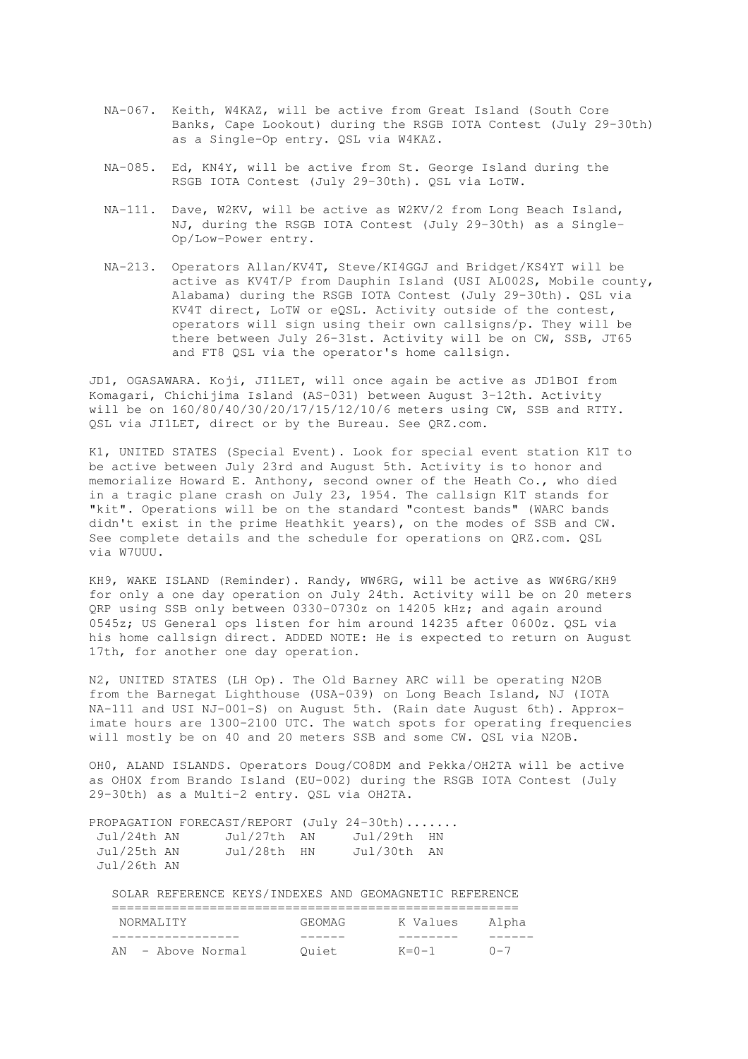NA-067. Keith, W4KAZ, will be active from Great Island (South Core Banks, Cape Lookout) during the RSGB IOTA Contest (July 29-30th) as a Single-Op entry. QSL via W4KAZ.

NA-085. Ed, KN4Y, will be active from St. George Island during the RSGB IOTA Contest (July 29-30th). QSL via LoTW.

NA-111. Dave, W2KV, will be active as W2KV/2 from Long Beach Island, NJ, during the RSGB IOTA Contest (July 29-30th) as a Single-Op/Low-Power entry.

NA-213. Operators Allan/KV4T, Steve/KI4GGJ and Bridget/KS4YT will be active as KV4T/P from Dauphin Island (USI AL002S, Mobile county, Alabama) during the RSGB IOTA Contest (July 29-30th). QSL via KV4T direct, LoTW or eQSL. Activity outside of the contest, operators will sign using their own callsigns/p. They will be there between July 26-31st. Activity will be on CW, SSB, JT65 and FT8 QSL via the operator's home callsign.

JD1, OGASAWARA. Koji, JI1LET, will once again be active as JD1BOI from Komagari, Chichijima Island (AS-031) between August 3-12th. Activity will be on 160/80/40/30/20/17/15/12/10/6 meters using CW, SSB and RTTY. QSL via JI1LET, direct or by the Bureau. See QRZ.com.

K1, UNITED STATES (Special Event). Look for special event station K1T to be active between July 23rd and August 5th. Activity is to honor and memorialize Howard E. Anthony, second owner of the Heath Co., who died in a tragic plane crash on July 23, 1954. The callsign K1T stands for "kit". Operations will be on the standard "contest bands" (WARC bands didn't exist in the prime Heathkit years), on the modes of SSB and CW. See complete details and the schedule for operations on QRZ.com. QSL via W7UUU.

KH9, WAKE ISLAND (Reminder). Randy, WW6RG, will be active as WW6RG/KH9 for only a one day operation on July 24th. Activity will be on 20 meters QRP using SSB only between 0330-0730z on 14205 kHz; and again around 0545z; US General ops listen for him around 14235 after 0600z. QSL via his home callsign direct. ADDED NOTE: He is expected to return on August 17th, for another one day operation.

N2, UNITED STATES (LH Op). The Old Barney ARC will be operating N2OB from the Barnegat Lighthouse (USA-039) on Long Beach Island, NJ (IOTA NA-111 and USI NJ-001-S) on August 5th. (Rain date August 6th). Approximate hours are 1300-2100 UTC. The watch spots for operating frequencies will mostly be on 40 and 20 meters SSB and some CW. QSL via N2OB.

OH0, ALAND ISLANDS. Operators Doug/CO8DM and Pekka/OH2TA will be active as OH0X from Brando Island (EU-002) during the RSGB IOTA Contest (July 29-30th) as a Multi-2 entry. QSL via OH2TA.

PROPAGATION FORECAST/REPORT (July 24-30th).......

| | | |
|---|---|---|
| Jul/24th AN | Jul/27th AN | Jul/29th HN |
| Jul/25th AN | Jul/28th HN | Jul/30th AN |
| Jul/26th AN | | |

SOLAR REFERENCE KEYS/INDEXES AND GEOMAGNETIC REFERENCE

| NORMALITY | GEOMAG | K Values | Alpha |
|---|---|---|---|
| AN - Above Normal | Quiet | K=0-1 | 0-7 |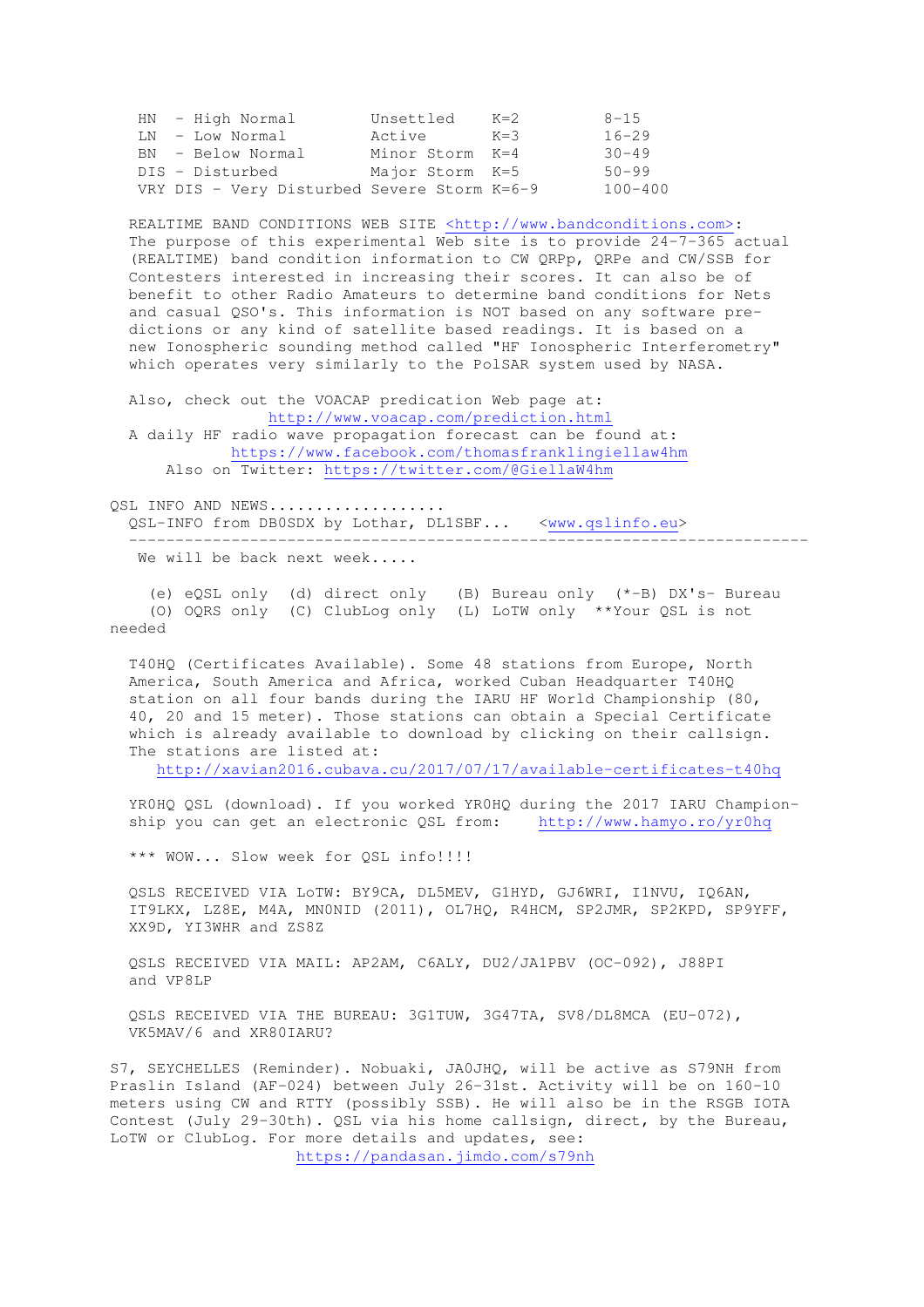| | | | |
|---|---|---|---|
| HN - High Normal | Unsettled | K=2 | 8-15 |
| LN - Low Normal | Active | K=3 | 16-29 |
| BN - Below Normal | Minor Storm | K=4 | 30-49 |
| DIS - Disturbed | Major Storm | K=5 | 50-99 |
| VRY DIS - Very Disturbed | Severe Storm | K=6-9 | 100-400 |

REALTIME BAND CONDITIONS WEB SITE <http://www.bandconditions.com>: The purpose of this experimental Web site is to provide 24-7-365 actual (REALTIME) band condition information to CW QRPp, QRPe and CW/SSB for Contesters interested in increasing their scores. It can also be of benefit to other Radio Amateurs to determine band conditions for Nets and casual QSO's. This information is NOT based on any software predictions or any kind of satellite based readings. It is based on a new Ionospheric sounding method called "HF Ionospheric Interferometry" which operates very similarly to the PolSAR system used by NASA.

Also, check out the VOACAP predication Web page at:
http://www.voacap.com/prediction.html
A daily HF radio wave propagation forecast can be found at:
https://www.facebook.com/thomasfranklingiellaw4hm
Also on Twitter: https://twitter.com/@GiellaW4hm

QSL INFO AND NEWS..................
QSL-INFO from DB0SDX by Lothar, DL1SBF... <www.qslinfo.eu>

---

We will be back next week.....

(e) eQSL only (d) direct only (B) Bureau only (*-B) DX's- Bureau
(O) OQRS only (C) ClubLog only (L) LoTW only **Your QSL is not needed

T40HQ (Certificates Available). Some 48 stations from Europe, North America, South America and Africa, worked Cuban Headquarter T40HQ station on all four bands during the IARU HF World Championship (80, 40, 20 and 15 meter). Those stations can obtain a Special Certificate which is already available to download by clicking on their callsign. The stations are listed at:
http://xavian2016.cubava.cu/2017/07/17/available-certificates-t40hq

YR0HQ QSL (download). If you worked YR0HQ during the 2017 IARU Championship you can get an electronic QSL from: http://www.hamyo.ro/yr0hq

*** WOW... Slow week for QSL info!!!!

QSLS RECEIVED VIA LoTW: BY9CA, DL5MEV, G1HYD, GJ6WRI, I1NVU, IQ6AN, IT9LKX, LZ8E, M4A, MN0NID (2011), OL7HQ, R4HCM, SP2JMR, SP2KPD, SP9YFF, XX9D, YI3WHR and ZS8Z

QSLS RECEIVED VIA MAIL: AP2AM, C6ALY, DU2/JA1PBV (OC-092), J88PI and VP8LP

QSLS RECEIVED VIA THE BUREAU: 3G1TUW, 3G47TA, SV8/DL8MCA (EU-072), VK5MAV/6 and XR80IARU?

S7, SEYCHELLES (Reminder). Nobuaki, JA0JHQ, will be active as S79NH from Praslin Island (AF-024) between July 26-31st. Activity will be on 160-10 meters using CW and RTTY (possibly SSB). He will also be in the RSGB IOTA Contest (July 29-30th). QSL via his home callsign, direct, by the Bureau, LoTW or ClubLog. For more details and updates, see:
https://pandasan.jimdo.com/s79nh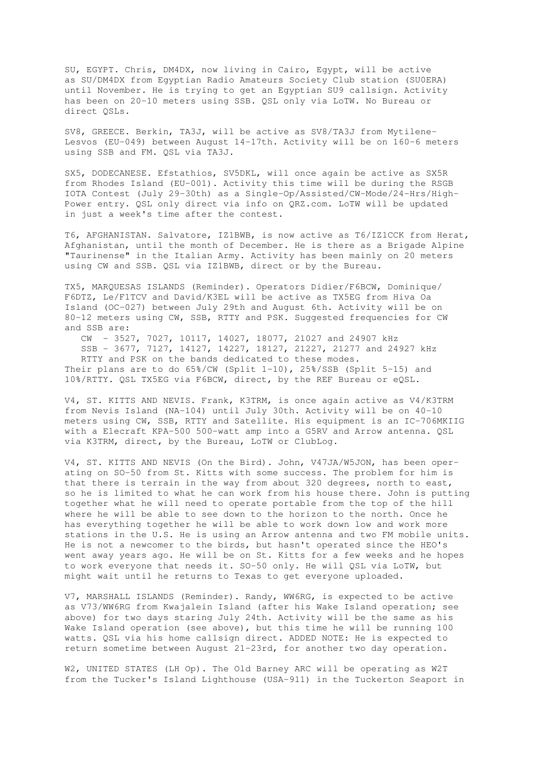SU, EGYPT. Chris, DM4DX, now living in Cairo, Egypt, will be active as SU/DM4DX from Egyptian Radio Amateurs Society Club station (SU0ERA) until November. He is trying to get an Egyptian SU9 callsign. Activity has been on 20-10 meters using SSB. QSL only via LoTW. No Bureau or direct QSLs.

SV8, GREECE. Berkin, TA3J, will be active as SV8/TA3J from Mytilene-Lesvos (EU-049) between August 14-17th. Activity will be on 160-6 meters using SSB and FM. QSL via TA3J.

SX5, DODECANESE. Efstathios, SV5DKL, will once again be active as SX5R from Rhodes Island (EU-001). Activity this time will be during the RSGB IOTA Contest (July 29-30th) as a Single-Op/Assisted/CW-Mode/24-Hrs/High-Power entry. QSL only direct via info on QRZ.com. LoTW will be updated in just a week's time after the contest.

T6, AFGHANISTAN. Salvatore, IZ1BWB, is now active as T6/IZ1CCK from Herat, Afghanistan, until the month of December. He is there as a Brigade Alpine "Taurinense" in the Italian Army. Activity has been mainly on 20 meters using CW and SSB. QSL via IZ1BWB, direct or by the Bureau.

TX5, MARQUESAS ISLANDS (Reminder). Operators Didier/F6BCW, Dominique/F6DTZ, Le/F1TCV and David/K3EL will be active as TX5EG from Hiva Oa Island (OC-027) between July 29th and August 6th. Activity will be on 80-12 meters using CW, SSB, RTTY and PSK. Suggested frequencies for CW and SSB are:

CW - 3527, 7027, 10117, 14027, 18077, 21027 and 24907 kHz
SSB - 3677, 7127, 14127, 14227, 18127, 21227, 21277 and 24927 kHz
RTTY and PSK on the bands dedicated to these modes.

Their plans are to do 65%/CW (Split 1-10), 25%/SSB (Split 5-15) and 10%/RTTY. QSL TX5EG via F6BCW, direct, by the REF Bureau or eQSL.

V4, ST. KITTS AND NEVIS. Frank, K3TRM, is once again active as V4/K3TRM from Nevis Island (NA-104) until July 30th. Activity will be on 40-10 meters using CW, SSB, RTTY and Satellite. His equipment is an IC-706MKIIG with a Elecraft KPA-500 500-watt amp into a G5RV and Arrow antenna. QSL via K3TRM, direct, by the Bureau, LoTW or ClubLog.

V4, ST. KITTS AND NEVIS (On the Bird). John, V47JA/W5JON, has been operating on SO-50 from St. Kitts with some success. The problem for him is that there is terrain in the way from about 320 degrees, north to east, so he is limited to what he can work from his house there. John is putting together what he will need to operate portable from the top of the hill where he will be able to see down to the horizon to the north. Once he has everything together he will be able to work down low and work more stations in the U.S. He is using an Arrow antenna and two FM mobile units. He is not a newcomer to the birds, but hasn't operated since the HEO's went away years ago. He will be on St. Kitts for a few weeks and he hopes to work everyone that needs it. SO-50 only. He will QSL via LoTW, but might wait until he returns to Texas to get everyone uploaded.

V7, MARSHALL ISLANDS (Reminder). Randy, WW6RG, is expected to be active as V73/WW6RG from Kwajalein Island (after his Wake Island operation; see above) for two days staring July 24th. Activity will be the same as his Wake Island operation (see above), but this time he will be running 100 watts. QSL via his home callsign direct. ADDED NOTE: He is expected to return sometime between August 21-23rd, for another two day operation.

W2, UNITED STATES (LH Op). The Old Barney ARC will be operating as W2T from the Tucker's Island Lighthouse (USA-911) in the Tuckerton Seaport in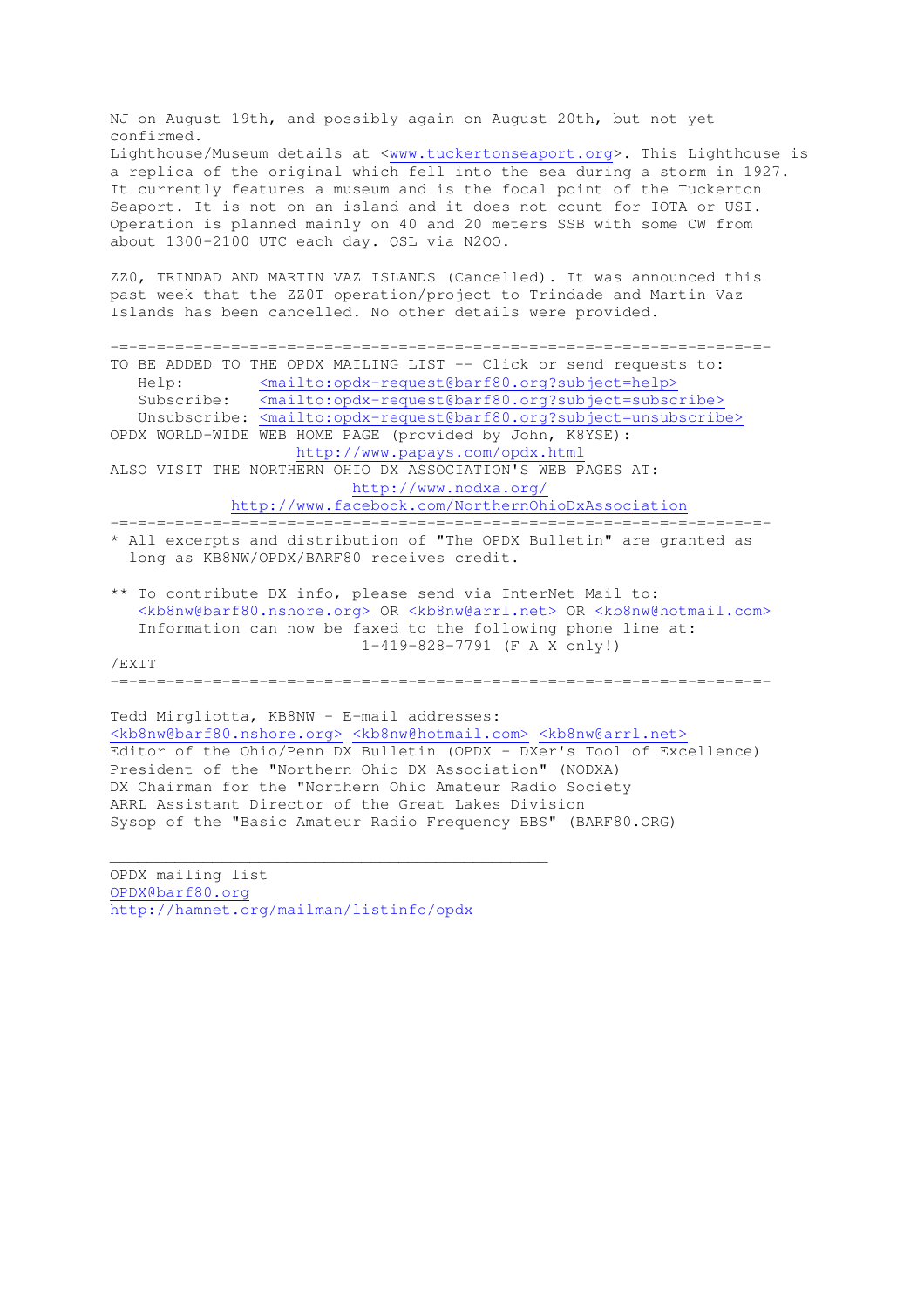NJ on August 19th, and possibly again on August 20th, but not yet confirmed.
Lighthouse/Museum details at <www.tuckertonseaport.org>. This Lighthouse is a replica of the original which fell into the sea during a storm in 1927. It currently features a museum and is the focal point of the Tuckerton Seaport. It is not on an island and it does not count for IOTA or USI. Operation is planned mainly on 40 and 20 meters SSB with some CW from about 1300-2100 UTC each day. QSL via N2OO.

ZZ0, TRINDAD AND MARTIN VAZ ISLANDS (Cancelled). It was announced this past week that the ZZ0T operation/project to Trindade and Martin Vaz Islands has been cancelled. No other details were provided.

-=-=-=-=-=-=-=-=-=-=-=-=-=-=-=-=-=-=-=-=-=-=-=-=-=-=-=-=-=-=-=-=-=-=-=-

TO BE ADDED TO THE OPDX MAILING LIST -- Click or send requests to:
   Help:        <mailto:opdx-request@barf80.org?subject=help>
   Subscribe:   <mailto:opdx-request@barf80.org?subject=subscribe>
   Unsubscribe: <mailto:opdx-request@barf80.org?subject=unsubscribe>
OPDX WORLD-WIDE WEB HOME PAGE (provided by John, K8YSE):
http://www.papays.com/opdx.html
ALSO VISIT THE NORTHERN OHIO DX ASSOCIATION'S WEB PAGES AT:
http://www.nodxa.org/
http://www.facebook.com/NorthernOhioDxAssociation

-=-=-=-=-=-=-=-=-=-=-=-=-=-=-=-=-=-=-=-=-=-=-=-=-=-=-=-=-=-=-=-=-=-=-=-

* All excerpts and distribution of "The OPDX Bulletin" are granted as long as KB8NW/OPDX/BARF80 receives credit.

** To contribute DX info, please send via InterNet Mail to:
<kb8nw@barf80.nshore.org> OR <kb8nw@arrl.net> OR <kb8nw@hotmail.com>
Information can now be faxed to the following phone line at:
1-419-828-7791 (F A X only!)

/EXIT

-=-=-=-=-=-=-=-=-=-=-=-=-=-=-=-=-=-=-=-=-=-=-=-=-=-=-=-=-=-=-=-=-=-=-=-

Tedd Mirgliotta, KB8NW - E-mail addresses:
<kb8nw@barf80.nshore.org> <kb8nw@hotmail.com> <kb8nw@arrl.net>
Editor of the Ohio/Penn DX Bulletin (OPDX - DXer's Tool of Excellence)
President of the "Northern Ohio DX Association" (NODXA)
DX Chairman for the "Northern Ohio Amateur Radio Society
ARRL Assistant Director of the Great Lakes Division
Sysop of the "Basic Amateur Radio Frequency BBS" (BARF80.ORG)

---

OPDX mailing list
OPDX@barf80.org
http://hamnet.org/mailman/listinfo/opdx